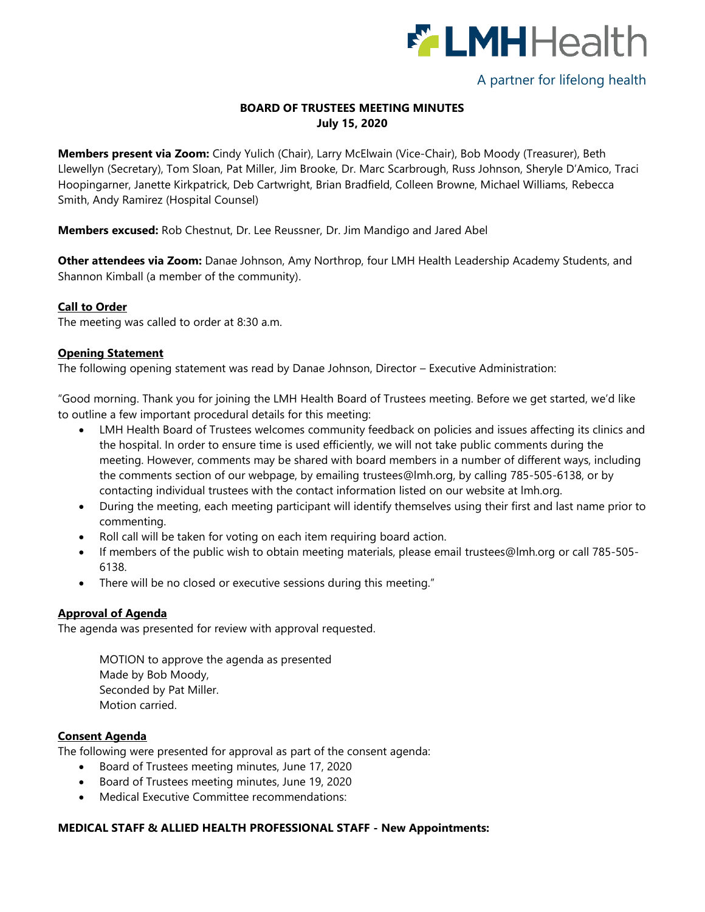LMHHealth

A partner for lifelong health

# BOARD OF TRUSTEES MEETING MINUTES
## July 15, 2020

**Members present via Zoom:** Cindy Yulich (Chair), Larry McElwain (Vice-Chair), Bob Moody (Treasurer), Beth Llewellyn (Secretary), Tom Sloan, Pat Miller, Jim Brooke, Dr. Marc Scarbrough, Russ Johnson, Sheryle D'Amico, Traci Hoopingarner, Janette Kirkpatrick, Deb Cartwright, Brian Bradfield, Colleen Browne, Michael Williams, Rebecca Smith, Andy Ramirez (Hospital Counsel)

**Members excused:** Rob Chestnut, Dr. Lee Reussner, Dr. Jim Mandigo and Jared Abel

**Other attendees via Zoom:** Danae Johnson, Amy Northrop, four LMH Health Leadership Academy Students, and Shannon Kimball (a member of the community).

**Call to Order**

The meeting was called to order at 8:30 a.m.

**Opening Statement**

The following opening statement was read by Danae Johnson, Director – Executive Administration:

"Good morning. Thank you for joining the LMH Health Board of Trustees meeting. Before we get started, we'd like to outline a few important procedural details for this meeting:

- LMH Health Board of Trustees welcomes community feedback on policies and issues affecting its clinics and the hospital. In order to ensure time is used efficiently, we will not take public comments during the meeting. However, comments may be shared with board members in a number of different ways, including the comments section of our webpage, by emailing trustees@lmh.org, by calling 785-505-6138, or by contacting individual trustees with the contact information listed on our website at lmh.org.
- During the meeting, each meeting participant will identify themselves using their first and last name prior to commenting.
- Roll call will be taken for voting on each item requiring board action.
- If members of the public wish to obtain meeting materials, please email trustees@lmh.org or call 785-505-6138.
- There will be no closed or executive sessions during this meeting."

**Approval of Agenda**

The agenda was presented for review with approval requested.

> MOTION to approve the agenda as presented
> Made by Bob Moody,
> Seconded by Pat Miller.
> Motion carried.

**Consent Agenda**

The following were presented for approval as part of the consent agenda:

- Board of Trustees meeting minutes, June 17, 2020
- Board of Trustees meeting minutes, June 19, 2020
- Medical Executive Committee recommendations:

**MEDICAL STAFF & ALLIED HEALTH PROFESSIONAL STAFF - New Appointments:**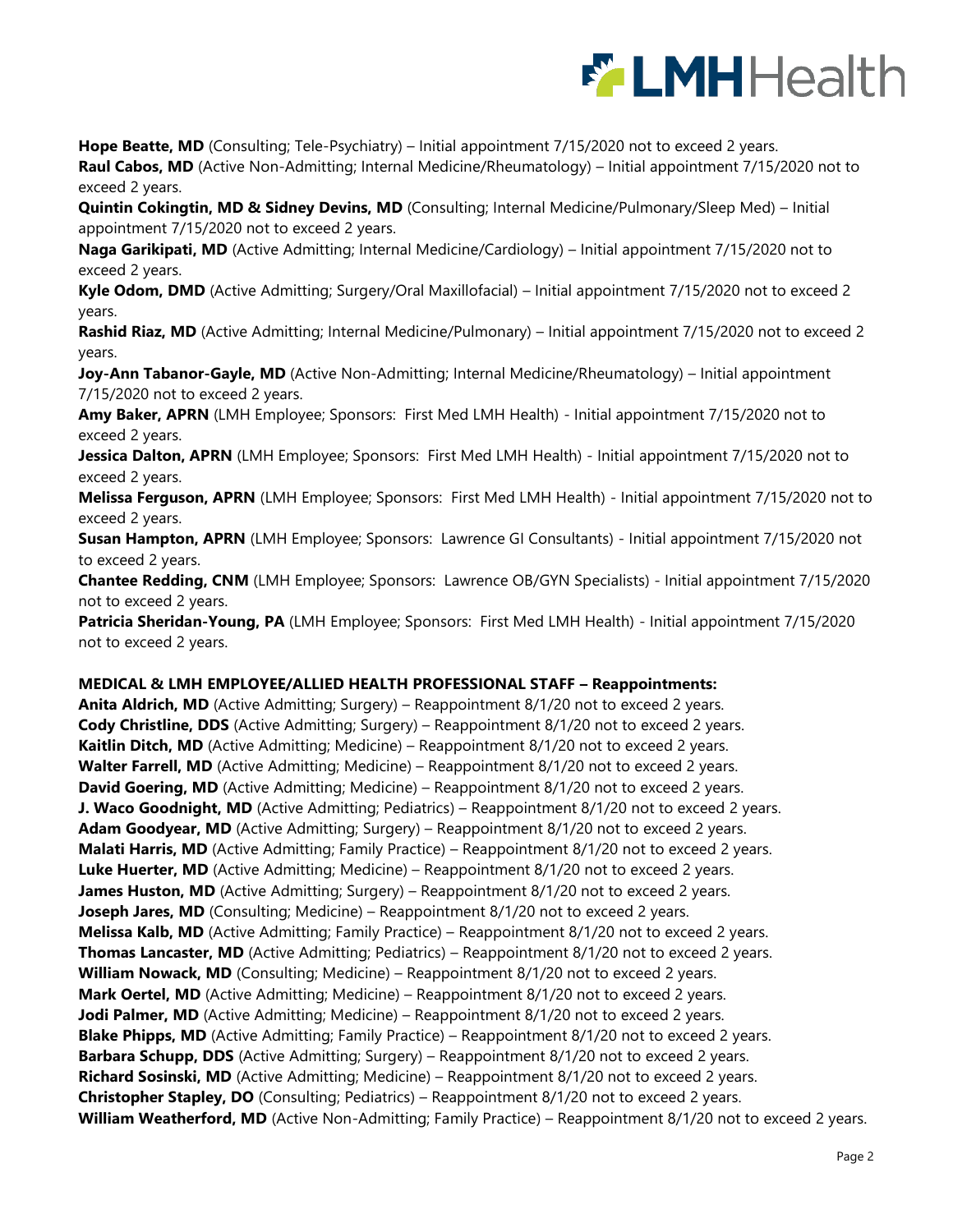**Hope Beatte, MD** (Consulting; Tele-Psychiatry) – Initial appointment 7/15/2020 not to exceed 2 years.
**Raul Cabos, MD** (Active Non-Admitting; Internal Medicine/Rheumatology) – Initial appointment 7/15/2020 not to exceed 2 years.
**Quintin Cokingtin, MD & Sidney Devins, MD** (Consulting; Internal Medicine/Pulmonary/Sleep Med) – Initial appointment 7/15/2020 not to exceed 2 years.
**Naga Garikipati, MD** (Active Admitting; Internal Medicine/Cardiology) – Initial appointment 7/15/2020 not to exceed 2 years.
**Kyle Odom, DMD** (Active Admitting; Surgery/Oral Maxillofacial) – Initial appointment 7/15/2020 not to exceed 2 years.
**Rashid Riaz, MD** (Active Admitting; Internal Medicine/Pulmonary) – Initial appointment 7/15/2020 not to exceed 2 years.
**Joy-Ann Tabanor-Gayle, MD** (Active Non-Admitting; Internal Medicine/Rheumatology) – Initial appointment 7/15/2020 not to exceed 2 years.
**Amy Baker, APRN** (LMH Employee; Sponsors: First Med LMH Health) - Initial appointment 7/15/2020 not to exceed 2 years.
**Jessica Dalton, APRN** (LMH Employee; Sponsors: First Med LMH Health) - Initial appointment 7/15/2020 not to exceed 2 years.
**Melissa Ferguson, APRN** (LMH Employee; Sponsors: First Med LMH Health) - Initial appointment 7/15/2020 not to exceed 2 years.
**Susan Hampton, APRN** (LMH Employee; Sponsors: Lawrence GI Consultants) - Initial appointment 7/15/2020 not to exceed 2 years.
**Chantee Redding, CNM** (LMH Employee; Sponsors: Lawrence OB/GYN Specialists) - Initial appointment 7/15/2020 not to exceed 2 years.
**Patricia Sheridan-Young, PA** (LMH Employee; Sponsors: First Med LMH Health) - Initial appointment 7/15/2020 not to exceed 2 years.

**MEDICAL & LMH EMPLOYEE/ALLIED HEALTH PROFESSIONAL STAFF – Reappointments:**
**Anita Aldrich, MD** (Active Admitting; Surgery) – Reappointment 8/1/20 not to exceed 2 years.
**Cody Christline, DDS** (Active Admitting; Surgery) – Reappointment 8/1/20 not to exceed 2 years.
**Kaitlin Ditch, MD** (Active Admitting; Medicine) – Reappointment 8/1/20 not to exceed 2 years.
**Walter Farrell, MD** (Active Admitting; Medicine) – Reappointment 8/1/20 not to exceed 2 years.
**David Goering, MD** (Active Admitting; Medicine) – Reappointment 8/1/20 not to exceed 2 years.
**J. Waco Goodnight, MD** (Active Admitting; Pediatrics) – Reappointment 8/1/20 not to exceed 2 years.
**Adam Goodyear, MD** (Active Admitting; Surgery) – Reappointment 8/1/20 not to exceed 2 years.
**Malati Harris, MD** (Active Admitting; Family Practice) – Reappointment 8/1/20 not to exceed 2 years.
**Luke Huerter, MD** (Active Admitting; Medicine) – Reappointment 8/1/20 not to exceed 2 years.
**James Huston, MD** (Active Admitting; Surgery) – Reappointment 8/1/20 not to exceed 2 years.
**Joseph Jares, MD** (Consulting; Medicine) – Reappointment 8/1/20 not to exceed 2 years.
**Melissa Kalb, MD** (Active Admitting; Family Practice) – Reappointment 8/1/20 not to exceed 2 years.
**Thomas Lancaster, MD** (Active Admitting; Pediatrics) – Reappointment 8/1/20 not to exceed 2 years.
**William Nowack, MD** (Consulting; Medicine) – Reappointment 8/1/20 not to exceed 2 years.
**Mark Oertel, MD** (Active Admitting; Medicine) – Reappointment 8/1/20 not to exceed 2 years.
**Jodi Palmer, MD** (Active Admitting; Medicine) – Reappointment 8/1/20 not to exceed 2 years.
**Blake Phipps, MD** (Active Admitting; Family Practice) – Reappointment 8/1/20 not to exceed 2 years.
**Barbara Schupp, DDS** (Active Admitting; Surgery) – Reappointment 8/1/20 not to exceed 2 years.
**Richard Sosinski, MD** (Active Admitting; Medicine) – Reappointment 8/1/20 not to exceed 2 years.
**Christopher Stapley, DO** (Consulting; Pediatrics) – Reappointment 8/1/20 not to exceed 2 years.
**William Weatherford, MD** (Active Non-Admitting; Family Practice) – Reappointment 8/1/20 not to exceed 2 years.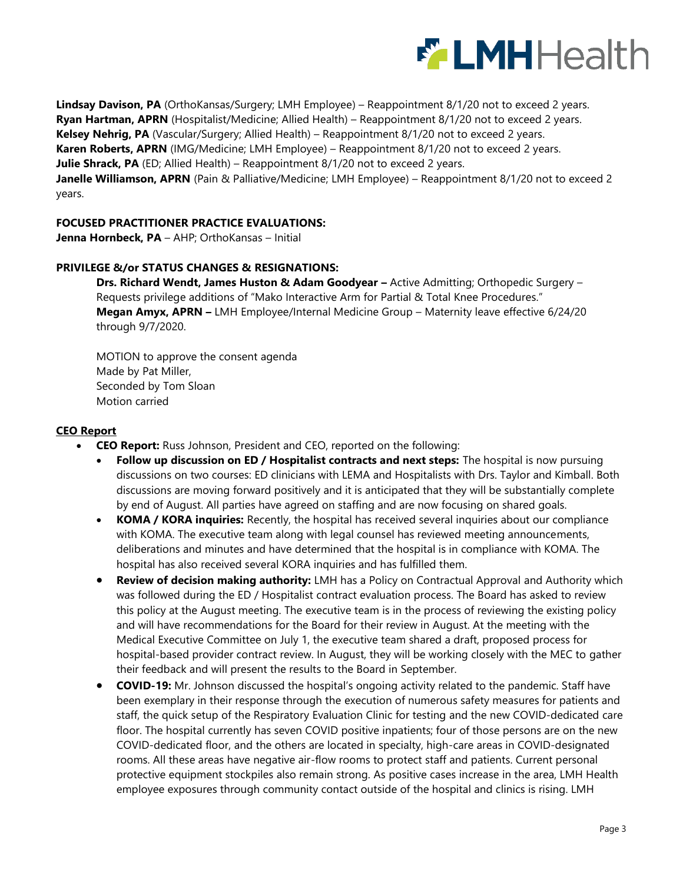**Lindsay Davison, PA** (OrthoKansas/Surgery; LMH Employee) – Reappointment 8/1/20 not to exceed 2 years.
**Ryan Hartman, APRN** (Hospitalist/Medicine; Allied Health) – Reappointment 8/1/20 not to exceed 2 years.
**Kelsey Nehrig, PA** (Vascular/Surgery; Allied Health) – Reappointment 8/1/20 not to exceed 2 years.
**Karen Roberts, APRN** (IMG/Medicine; LMH Employee) – Reappointment 8/1/20 not to exceed 2 years.
**Julie Shrack, PA** (ED; Allied Health) – Reappointment 8/1/20 not to exceed 2 years.
**Janelle Williamson, APRN** (Pain & Palliative/Medicine; LMH Employee) – Reappointment 8/1/20 not to exceed 2 years.

**FOCUSED PRACTITIONER PRACTICE EVALUATIONS:**
**Jenna Hornbeck, PA** – AHP; OrthoKansas – Initial

**PRIVILEGE &/or STATUS CHANGES & RESIGNATIONS:**

**Drs. Richard Wendt, James Huston & Adam Goodyear –** Active Admitting; Orthopedic Surgery – Requests privilege additions of "Mako Interactive Arm for Partial & Total Knee Procedures."
**Megan Amyx, APRN –** LMH Employee/Internal Medicine Group – Maternity leave effective 6/24/20 through 9/7/2020.

MOTION to approve the consent agenda
Made by Pat Miller,
Seconded by Tom Sloan
Motion carried

**CEO Report**

- **CEO Report:** Russ Johnson, President and CEO, reported on the following:
  - **Follow up discussion on ED / Hospitalist contracts and next steps:** The hospital is now pursuing discussions on two courses: ED clinicians with LEMA and Hospitalists with Drs. Taylor and Kimball. Both discussions are moving forward positively and it is anticipated that they will be substantially complete by end of August. All parties have agreed on staffing and are now focusing on shared goals.
  - **KOMA / KORA inquiries:** Recently, the hospital has received several inquiries about our compliance with KOMA. The executive team along with legal counsel has reviewed meeting announcements, deliberations and minutes and have determined that the hospital is in compliance with KOMA. The hospital has also received several KORA inquiries and has fulfilled them.
  - **Review of decision making authority:** LMH has a Policy on Contractual Approval and Authority which was followed during the ED / Hospitalist contract evaluation process. The Board has asked to review this policy at the August meeting. The executive team is in the process of reviewing the existing policy and will have recommendations for the Board for their review in August. At the meeting with the Medical Executive Committee on July 1, the executive team shared a draft, proposed process for hospital-based provider contract review. In August, they will be working closely with the MEC to gather their feedback and will present the results to the Board in September.
  - **COVID-19:** Mr. Johnson discussed the hospital's ongoing activity related to the pandemic. Staff have been exemplary in their response through the execution of numerous safety measures for patients and staff, the quick setup of the Respiratory Evaluation Clinic for testing and the new COVID-dedicated care floor. The hospital currently has seven COVID positive inpatients; four of those persons are on the new COVID-dedicated floor, and the others are located in specialty, high-care areas in COVID-designated rooms. All these areas have negative air-flow rooms to protect staff and patients. Current personal protective equipment stockpiles also remain strong. As positive cases increase in the area, LMH Health employee exposures through community contact outside of the hospital and clinics is rising. LMH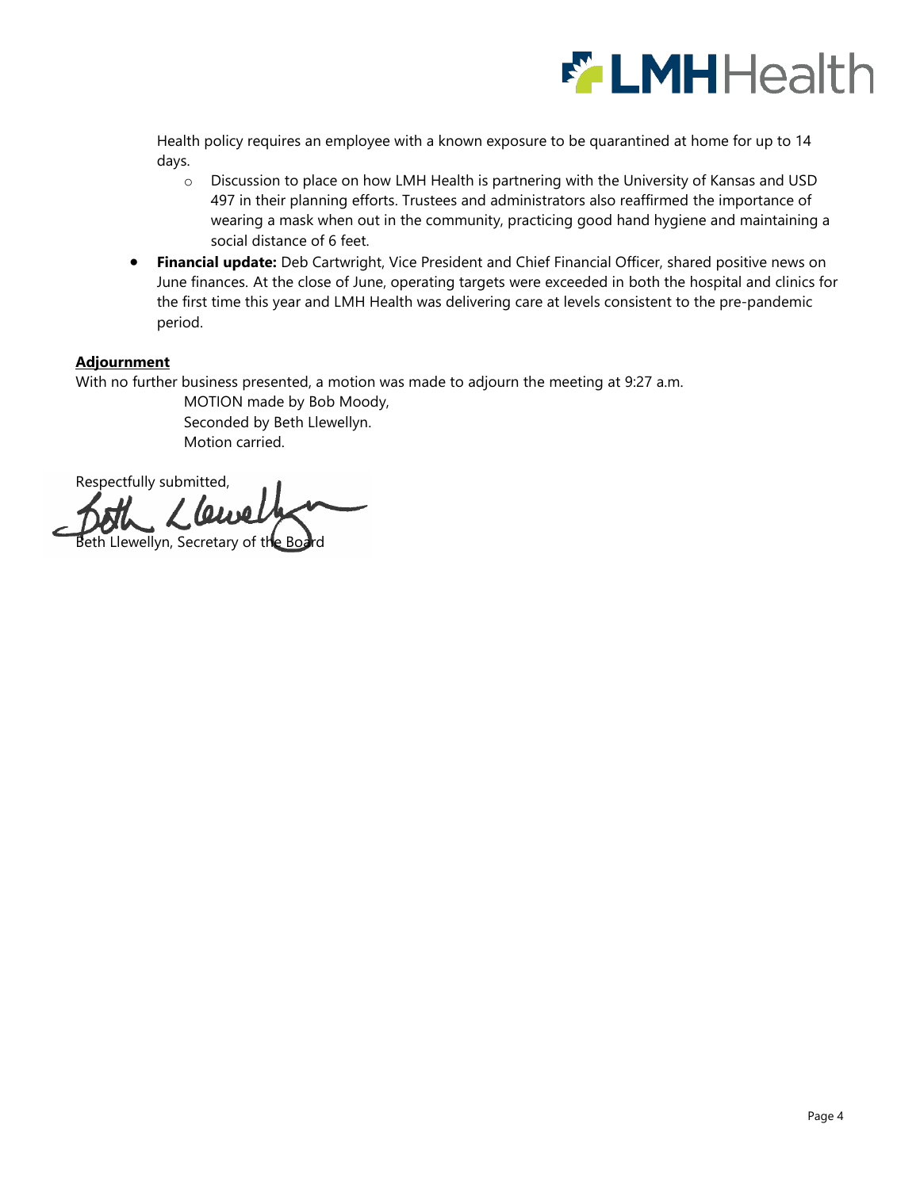Health policy requires an employee with a known exposure to be quarantined at home for up to 14 days.

  - Discussion to place on how LMH Health is partnering with the University of Kansas and USD 497 in their planning efforts. Trustees and administrators also reaffirmed the importance of wearing a mask when out in the community, practicing good hand hygiene and maintaining a social distance of 6 feet.

- **Financial update:** Deb Cartwright, Vice President and Chief Financial Officer, shared positive news on June finances. At the close of June, operating targets were exceeded in both the hospital and clinics for the first time this year and LMH Health was delivering care at levels consistent to the pre-pandemic period.

**Adjournment**

With no further business presented, a motion was made to adjourn the meeting at 9:27 a.m.

MOTION made by Bob Moody,
Seconded by Beth Llewellyn.
Motion carried.

Respectfully submitted,

Beth Llewellyn, Secretary of the Board